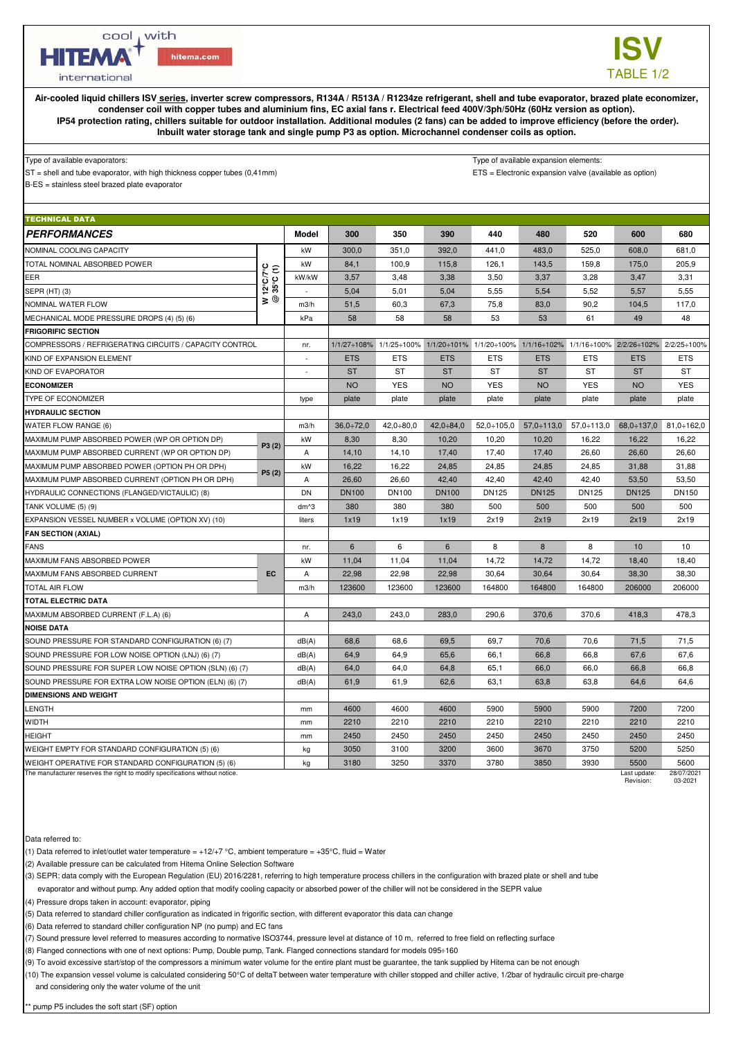cool with HITEMA international hitema.com

# ISV
TABLE 1/2

**Air-cooled liquid chillers ISV series, inverter screw compressors, R134A / R513A / R1234ze refrigerant, shell and tube evaporator, brazed plate economizer, condenser coil with copper tubes and aluminium fins, EC axial fans r. Electrical feed 400V/3ph/50Hz (60Hz version as option). IP54 protection rating, chillers suitable for outdoor installation. Additional modules (2 fans) can be added to improve efficiency (before the order). Inbuilt water storage tank and single pump P3 as option. Microchannel condenser coils as option.**

Type of available evaporators:
ST = shell and tube evaporator, with high thickness copper tubes (0,41mm)
B-ES = stainless steel brazed plate evaporator

Type of available expansion elements:
ETS = Electronic expansion valve (available as option)

**TECHNICAL DATA**

| ***PERFORMANCES*** | | Model | 300 | 350 | 390 | 440 | 480 | 520 | 600 | 680 |
|---|---|---|---|---|---|---|---|---|---|---|
| NOMINAL COOLING CAPACITY | W 12°C/7°C @ 35°C (1) | kW | 300,0 | 351,0 | 392,0 | 441,0 | 483,0 | 525,0 | 608,0 | 681,0 |
| TOTAL NOMINAL ABSORBED POWER | | kW | 84,1 | 100,9 | 115,8 | 126,1 | 143,5 | 159,8 | 175,0 | 205,9 |
| EER | | kW/kW | 3,57 | 3,48 | 3,38 | 3,50 | 3,37 | 3,28 | 3,47 | 3,31 |
| SEPR (HT) (3) | | - | 5,04 | 5,01 | 5,04 | 5,55 | 5,54 | 5,52 | 5,57 | 5,55 |
| NOMINAL WATER FLOW | | m3/h | 51,5 | 60,3 | 67,3 | 75,8 | 83,0 | 90,2 | 104,5 | 117,0 |
| MECHANICAL MODE PRESSURE DROPS (4) (5) (6) | | kPa | 58 | 58 | 58 | 53 | 53 | 61 | 49 | 48 |
| **FRIGORIFIC SECTION** | | | | | | | | | | |
| COMPRESSORS / REFRIGERATING CIRCUITS / CAPACITY CONTROL | | nr. | 1/1/27÷108% | 1/1/25÷100% | 1/1/20÷101% | 1/1/20÷100% | 1/1/16÷102% | 1/1/16÷100% | 2/2/26÷102% | 2/2/25÷100% |
| KIND OF EXPANSION ELEMENT | | - | ETS | ETS | ETS | ETS | ETS | ETS | ETS | ETS |
| KIND OF EVAPORATOR | | - | ST | ST | ST | ST | ST | ST | ST | ST |
| **ECONOMIZER** | | | NO | YES | NO | YES | NO | YES | NO | YES |
| TYPE OF ECONOMIZER | | type | plate | plate | plate | plate | plate | plate | plate | plate |
| **HYDRAULIC SECTION** | | | | | | | | | | |
| WATER FLOW RANGE (6) | | m3/h | 36,0÷72,0 | 42,0÷80,0 | 42,0÷84,0 | 52,0÷105,0 | 57,0÷113,0 | 57,0÷113,0 | 68,0÷137,0 | 81,0÷162,0 |
| MAXIMUM PUMP ABSORBED POWER (WP OR OPTION DP) | P3 (2) | kW | 8,30 | 8,30 | 10,20 | 10,20 | 10,20 | 16,22 | 16,22 | 16,22 |
| MAXIMUM PUMP ABSORBED CURRENT (WP OR OPTION DP) | | A | 14,10 | 14,10 | 17,40 | 17,40 | 17,40 | 26,60 | 26,60 | 26,60 |
| MAXIMUM PUMP ABSORBED POWER (OPTION PH OR DPH) | P5 (2) | kW | 16,22 | 16,22 | 24,85 | 24,85 | 24,85 | 24,85 | 31,88 | 31,88 |
| MAXIMUM PUMP ABSORBED CURRENT (OPTION PH OR DPH) | | A | 26,60 | 26,60 | 42,40 | 42,40 | 42,40 | 42,40 | 53,50 | 53,50 |
| HYDRAULIC CONNECTIONS (FLANGED/VICTAULIC) (8) | | DN | DN100 | DN100 | DN100 | DN125 | DN125 | DN125 | DN125 | DN150 |
| TANK VOLUME (5) (9) | | dm^3 | 380 | 380 | 380 | 500 | 500 | 500 | 500 | 500 |
| EXPANSION VESSEL NUMBER x VOLUME (OPTION XV) (10) | | liters | 1x19 | 1x19 | 1x19 | 2x19 | 2x19 | 2x19 | 2x19 | 2x19 |
| **FAN SECTION (AXIAL)** | | | | | | | | | | |
| FANS | | nr. | 6 | 6 | 6 | 8 | 8 | 8 | 10 | 10 |
| MAXIMUM FANS ABSORBED POWER | EC | kW | 11,04 | 11,04 | 11,04 | 14,72 | 14,72 | 14,72 | 18,40 | 18,40 |
| MAXIMUM FANS ABSORBED CURRENT | | A | 22,98 | 22,98 | 22,98 | 30,64 | 30,64 | 30,64 | 38,30 | 38,30 |
| TOTAL AIR FLOW | | m3/h | 123600 | 123600 | 123600 | 164800 | 164800 | 164800 | 206000 | 206000 |
| **TOTAL ELECTRIC DATA** | | | | | | | | | | |
| MAXIMUM ABSORBED CURRENT (F.L.A) (6) | | A | 243,0 | 243,0 | 283,0 | 290,6 | 370,6 | 370,6 | 418,3 | 478,3 |
| **NOISE DATA** | | | | | | | | | | |
| SOUND PRESSURE FOR STANDARD CONFIGURATION (6) (7) | | dB(A) | 68,6 | 68,6 | 69,5 | 69,7 | 70,6 | 70,6 | 71,5 | 71,5 |
| SOUND PRESSURE FOR LOW NOISE OPTION (LNJ) (6) (7) | | dB(A) | 64,9 | 64,9 | 65,6 | 66,1 | 66,8 | 66,8 | 67,6 | 67,6 |
| SOUND PRESSURE FOR SUPER LOW NOISE OPTION (SLN) (6) (7) | | dB(A) | 64,0 | 64,0 | 64,8 | 65,1 | 66,0 | 66,0 | 66,8 | 66,8 |
| SOUND PRESSURE FOR EXTRA LOW NOISE OPTION (ELN) (6) (7) | | dB(A) | 61,9 | 61,9 | 62,6 | 63,1 | 63,8 | 63,8 | 64,6 | 64,6 |
| **DIMENSIONS AND WEIGHT** | | | | | | | | | | |
| LENGTH | | mm | 4600 | 4600 | 4600 | 5900 | 5900 | 5900 | 7200 | 7200 |
| WIDTH | | mm | 2210 | 2210 | 2210 | 2210 | 2210 | 2210 | 2210 | 2210 |
| HEIGHT | | mm | 2450 | 2450 | 2450 | 2450 | 2450 | 2450 | 2450 | 2450 |
| WEIGHT EMPTY FOR STANDARD CONFIGURATION (5) (6) | | kg | 3050 | 3100 | 3200 | 3600 | 3670 | 3750 | 5200 | 5250 |
| WEIGHT OPERATIVE FOR STANDARD CONFIGURATION (5) (6) | | kg | 3180 | 3250 | 3370 | 3780 | 3850 | 3930 | 5500 | 5600 |

The manufacturer reserves the right to modify specifications without notice.

Last update: 28/07/2021
Revision: 03-2021

Data referred to:

(1) Data referred to inlet/outlet water temperature = +12/+7 °C, ambient temperature = +35°C, fluid = Water
(2) Available pressure can be calculated from Hitema Online Selection Software
(3) SEPR: data comply with the European Regulation (EU) 2016/2281, referring to high temperature process chillers in the configuration with brazed plate or shell and tube evaporator and without pump. Any added option that modify cooling capacity or absorbed power of the chiller will not be considered in the SEPR value
(4) Pressure drops taken in account: evaporator, piping
(5) Data referred to standard chiller configuration as indicated in frigorific section, with different evaporator this data can change
(6) Data referred to standard chiller configuration NP (no pump) and EC fans
(7) Sound pressure level referred to measures according to normative ISO3744, pressure level at distance of 10 m, referred to free field on reflecting surface
(8) Flanged connections with one of next options: Pump, Double pump, Tank. Flanged connections standard for models 095÷160
(9) To avoid excessive start/stop of the compressors a minimum water volume for the entire plant must be guarantee, the tank supplied by Hitema can be not enough
(10) The expansion vessel volume is calculated considering 50°C of deltaT between water temperature with chiller stopped and chiller active, 1/2bar of hydraulic circuit pre-charge and considering only the water volume of the unit

** pump P5 includes the soft start (SF) option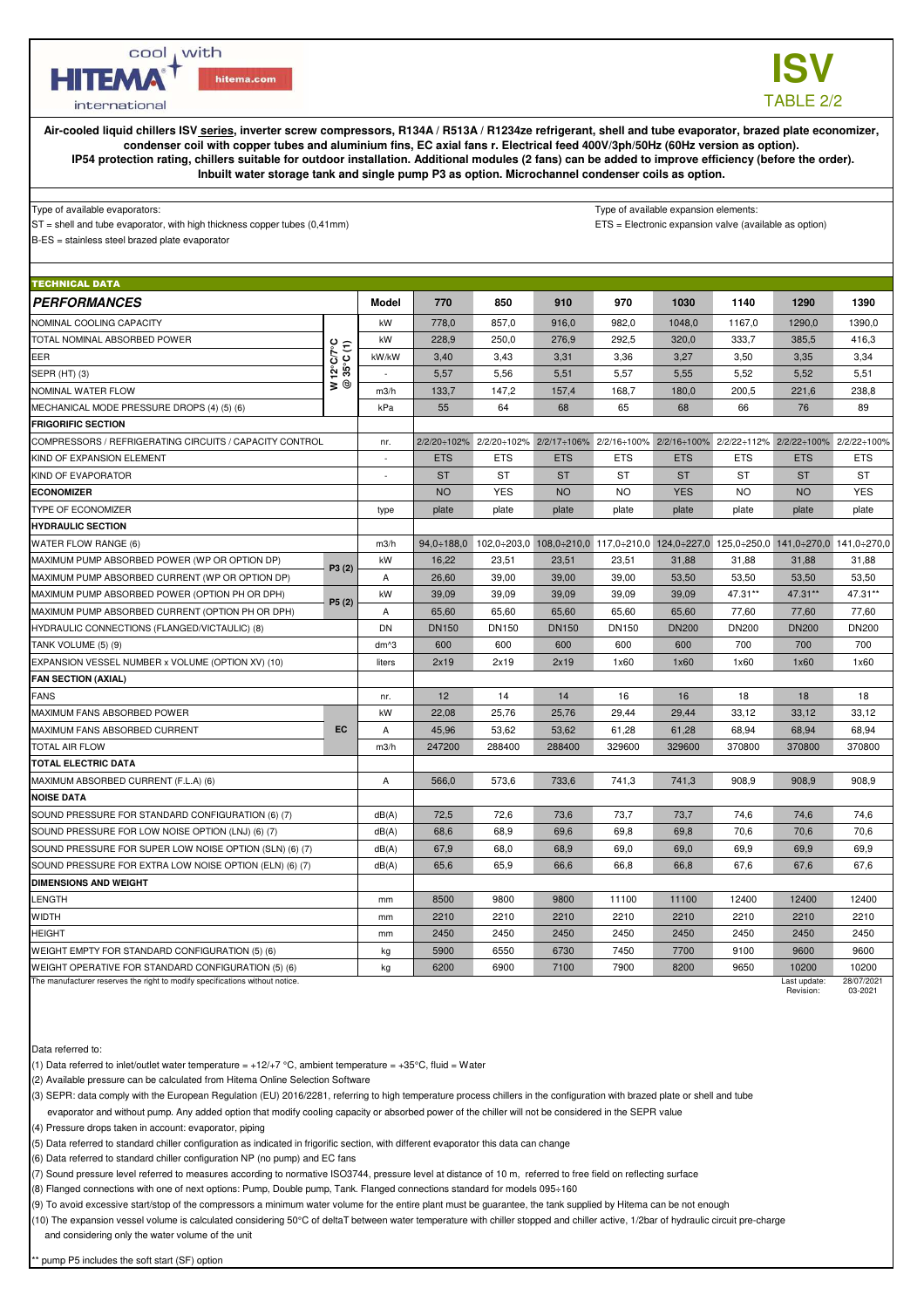**ISV**
TABLE 2/2

**Air-cooled liquid chillers ISV series, inverter screw compressors, R134A / R513A / R1234ze refrigerant, shell and tube evaporator, brazed plate economizer, condenser coil with copper tubes and aluminium fins, EC axial fans r. Electrical feed 400V/3ph/50Hz (60Hz version as option). IP54 protection rating, chillers suitable for outdoor installation. Additional modules (2 fans) can be added to improve efficiency (before the order). Inbuilt water storage tank and single pump P3 as option. Microchannel condenser coils as option.**

Type of available evaporators:
ST = shell and tube evaporator, with high thickness copper tubes (0,41mm)
B-ES = stainless steel brazed plate evaporator

Type of available expansion elements:
ETS = Electronic expansion valve (available as option)

**TECHNICAL DATA**

| *PERFORMANCES* | | Model | 770 | 850 | 910 | 970 | 1030 | 1140 | 1290 | 1390 |
|---|---|---|---|---|---|---|---|---|---|---|
| NOMINAL COOLING CAPACITY | W 12°C/7°C @ 35°C (1) | kW | 778,0 | 857,0 | 916,0 | 982,0 | 1048,0 | 1167,0 | 1290,0 | 1390,0 |
| TOTAL NOMINAL ABSORBED POWER | | kW | 228,9 | 250,0 | 276,9 | 292,5 | 320,0 | 333,7 | 385,5 | 416,3 |
| EER | | kW/kW | 3,40 | 3,43 | 3,31 | 3,36 | 3,27 | 3,50 | 3,35 | 3,34 |
| SEPR (HT) (3) | | - | 5,57 | 5,56 | 5,51 | 5,57 | 5,55 | 5,52 | 5,52 | 5,51 |
| NOMINAL WATER FLOW | | m3/h | 133,7 | 147,2 | 157,4 | 168,7 | 180,0 | 200,5 | 221,6 | 238,8 |
| MECHANICAL MODE PRESSURE DROPS (4) (5) (6) | | kPa | 55 | 64 | 68 | 65 | 68 | 66 | 76 | 89 |
| **FRIGORIFIC SECTION** | | | | | | | | | | |
| COMPRESSORS / REFRIGERATING CIRCUITS / CAPACITY CONTROL | | nr. | 2/2/20÷102% | 2/2/20÷102% | 2/2/17÷106% | 2/2/16÷100% | 2/2/16÷100% | 2/2/22÷112% | 2/2/22÷100% | 2/2/22÷100% |
| KIND OF EXPANSION ELEMENT | | - | ETS | ETS | ETS | ETS | ETS | ETS | ETS | ETS |
| KIND OF EVAPORATOR | | - | ST | ST | ST | ST | ST | ST | ST | ST |
| **ECONOMIZER** | | | NO | YES | NO | NO | YES | NO | NO | YES |
| TYPE OF ECONOMIZER | | type | plate | plate | plate | plate | plate | plate | plate | plate |
| **HYDRAULIC SECTION** | | | | | | | | | | |
| WATER FLOW RANGE (6) | | m3/h | 94,0÷188,0 | 102,0÷203,0 | 108,0÷210,0 | 117,0÷210,0 | 124,0÷227,0 | 125,0÷250,0 | 141,0÷270,0 | 141,0÷270,0 |
| MAXIMUM PUMP ABSORBED POWER (WP OR OPTION DP) | P3 (2) | kW | 16,22 | 23,51 | 23,51 | 23,51 | 31,88 | 31,88 | 31,88 | 31,88 |
| MAXIMUM PUMP ABSORBED CURRENT (WP OR OPTION DP) | | A | 26,60 | 39,00 | 39,00 | 39,00 | 53,50 | 53,50 | 53,50 | 53,50 |
| MAXIMUM PUMP ABSORBED POWER (OPTION PH OR DPH) | P5 (2) | kW | 39,09 | 39,09 | 39,09 | 39,09 | 39,09 | 47.31** | 47.31** | 47.31** |
| MAXIMUM PUMP ABSORBED CURRENT (OPTION PH OR DPH) | | A | 65,60 | 65,60 | 65,60 | 65,60 | 65,60 | 77,60 | 77,60 | 77,60 |
| HYDRAULIC CONNECTIONS (FLANGED/VICTAULIC) (8) | | DN | DN150 | DN150 | DN150 | DN150 | DN200 | DN200 | DN200 | DN200 |
| TANK VOLUME (5) (9) | | dm^3 | 600 | 600 | 600 | 600 | 600 | 700 | 700 | 700 |
| EXPANSION VESSEL NUMBER x VOLUME (OPTION XV) (10) | | liters | 2x19 | 2x19 | 2x19 | 1x60 | 1x60 | 1x60 | 1x60 | 1x60 |
| **FAN SECTION (AXIAL)** | | | | | | | | | | |
| FANS | | nr. | 12 | 14 | 14 | 16 | 16 | 18 | 18 | 18 |
| MAXIMUM FANS ABSORBED POWER | EC | kW | 22,08 | 25,76 | 25,76 | 29,44 | 29,44 | 33,12 | 33,12 | 33,12 |
| MAXIMUM FANS ABSORBED CURRENT | | A | 45,96 | 53,62 | 53,62 | 61,28 | 61,28 | 68,94 | 68,94 | 68,94 |
| TOTAL AIR FLOW | | m3/h | 247200 | 288400 | 288400 | 329600 | 329600 | 370800 | 370800 | 370800 |
| **TOTAL ELECTRIC DATA** | | | | | | | | | | |
| MAXIMUM ABSORBED CURRENT (F.L.A) (6) | | A | 566,0 | 573,6 | 733,6 | 741,3 | 741,3 | 908,9 | 908,9 | 908,9 |
| **NOISE DATA** | | | | | | | | | | |
| SOUND PRESSURE FOR STANDARD CONFIGURATION (6) (7) | | dB(A) | 72,5 | 72,6 | 73,6 | 73,7 | 73,7 | 74,6 | 74,6 | 74,6 |
| SOUND PRESSURE FOR LOW NOISE OPTION (LNJ) (6) (7) | | dB(A) | 68,6 | 68,9 | 69,6 | 69,8 | 69,8 | 70,6 | 70,6 | 70,6 |
| SOUND PRESSURE FOR SUPER LOW NOISE OPTION (SLN) (6) (7) | | dB(A) | 67,9 | 68,0 | 68,9 | 69,0 | 69,0 | 69,9 | 69,9 | 69,9 |
| SOUND PRESSURE FOR EXTRA LOW NOISE OPTION (ELN) (6) (7) | | dB(A) | 65,6 | 65,9 | 66,6 | 66,8 | 66,8 | 67,6 | 67,6 | 67,6 |
| **DIMENSIONS AND WEIGHT** | | | | | | | | | | |
| LENGTH | | mm | 8500 | 9800 | 9800 | 11100 | 11100 | 12400 | 12400 | 12400 |
| WIDTH | | mm | 2210 | 2210 | 2210 | 2210 | 2210 | 2210 | 2210 | 2210 |
| HEIGHT | | mm | 2450 | 2450 | 2450 | 2450 | 2450 | 2450 | 2450 | 2450 |
| WEIGHT EMPTY FOR STANDARD CONFIGURATION (5) (6) | | kg | 5900 | 6550 | 6730 | 7450 | 7700 | 9100 | 9600 | 9600 |
| WEIGHT OPERATIVE FOR STANDARD CONFIGURATION (5) (6) | | kg | 6200 | 6900 | 7100 | 7900 | 8200 | 9650 | 10200 | 10200 |

The manufacturer reserves the right to modify specifications without notice.

Last update: 28/07/2021
Revision: 03-2021

Data referred to:

(1) Data referred to inlet/outlet water temperature = +12/+7 °C, ambient temperature = +35°C, fluid = Water
(2) Available pressure can be calculated from Hitema Online Selection Software
(3) SEPR: data comply with the European Regulation (EU) 2016/2281, referring to high temperature process chillers in the configuration with brazed plate or shell and tube evaporator and without pump. Any added option that modify cooling capacity or absorbed power of the chiller will not be considered in the SEPR value
(4) Pressure drops taken in account: evaporator, piping
(5) Data referred to standard chiller configuration as indicated in frigorific section, with different evaporator this data can change
(6) Data referred to standard chiller configuration NP (no pump) and EC fans
(7) Sound pressure level referred to measures according to normative ISO3744, pressure level at distance of 10 m, referred to free field on reflecting surface
(8) Flanged connections with one of next options: Pump, Double pump, Tank. Flanged connections standard for models 095÷160
(9) To avoid excessive start/stop of the compressors a minimum water volume for the entire plant must be guarantee, the tank supplied by Hitema can be not enough
(10) The expansion vessel volume is calculated considering 50°C of deltaT between water temperature with chiller stopped and chiller active, 1/2bar of hydraulic circuit pre-charge and considering only the water volume of the unit

** pump P5 includes the soft start (SF) option